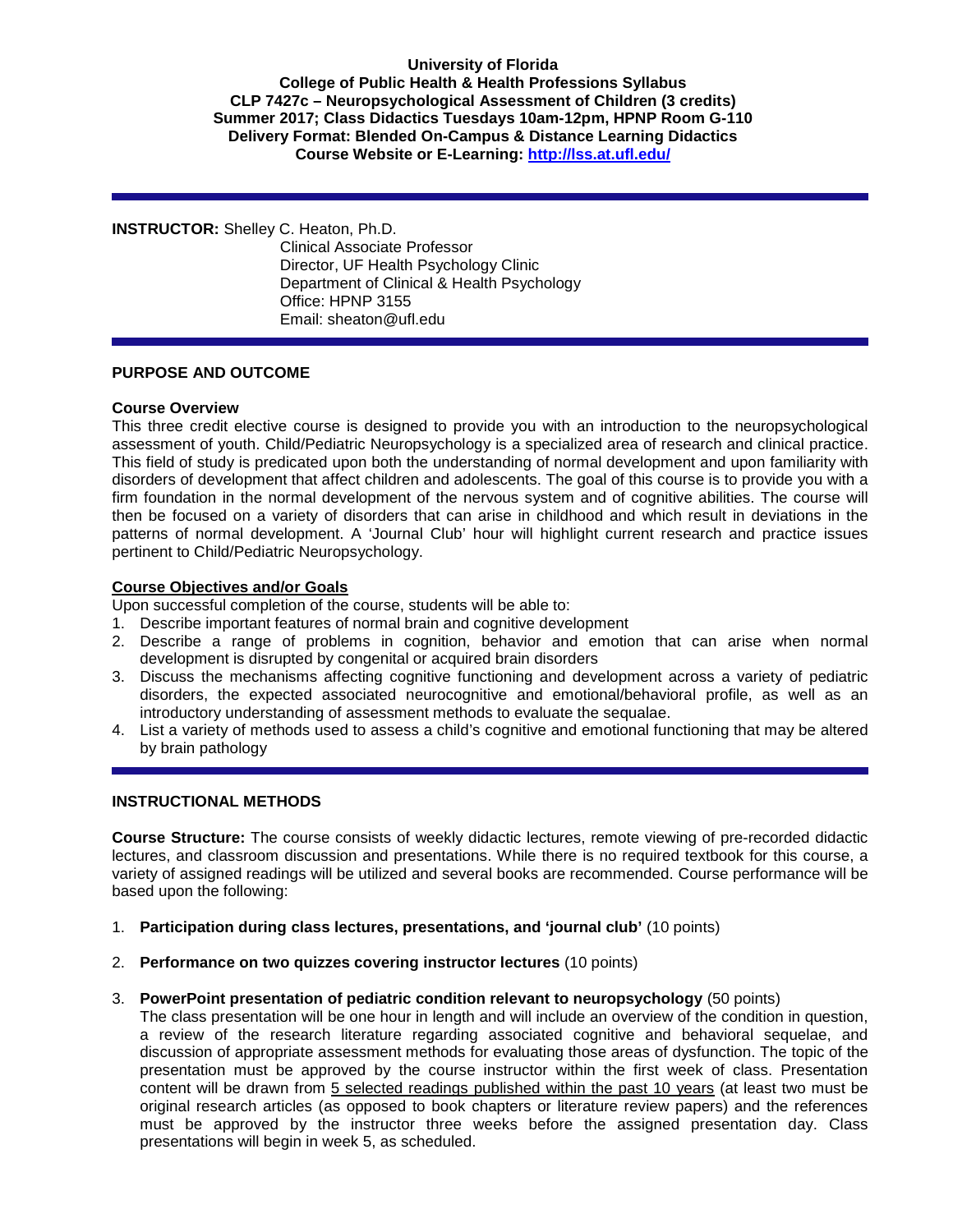**University of Florida**
**College of Public Health & Health Professions Syllabus**
**CLP 7427c – Neuropsychological Assessment of Children (3 credits)**
**Summer 2017; Class Didactics Tuesdays 10am-12pm, HPNP Room G-110**
**Delivery Format: Blended On-Campus & Distance Learning Didactics**
**Course Website or E-Learning: [http://lss.at.ufl.edu/](http://lss.at.ufl.edu/)**

---

**INSTRUCTOR:** Shelley C. Heaton, Ph.D.
Clinical Associate Professor
Director, UF Health Psychology Clinic
Department of Clinical & Health Psychology
Office: HPNP 3155
Email: sheaton@ufl.edu

---

## PURPOSE AND OUTCOME

### Course Overview

This three credit elective course is designed to provide you with an introduction to the neuropsychological assessment of youth. Child/Pediatric Neuropsychology is a specialized area of research and clinical practice. This field of study is predicated upon both the understanding of normal development and upon familiarity with disorders of development that affect children and adolescents. The goal of this course is to provide you with a firm foundation in the normal development of the nervous system and of cognitive abilities. The course will then be focused on a variety of disorders that can arise in childhood and which result in deviations in the patterns of normal development. A 'Journal Club' hour will highlight current research and practice issues pertinent to Child/Pediatric Neuropsychology.

### Course Objectives and/or Goals

Upon successful completion of the course, students will be able to:

1. Describe important features of normal brain and cognitive development
2. Describe a range of problems in cognition, behavior and emotion that can arise when normal development is disrupted by congenital or acquired brain disorders
3. Discuss the mechanisms affecting cognitive functioning and development across a variety of pediatric disorders, the expected associated neurocognitive and emotional/behavioral profile, as well as an introductory understanding of assessment methods to evaluate the sequalae.
4. List a variety of methods used to assess a child's cognitive and emotional functioning that may be altered by brain pathology

---

## INSTRUCTIONAL METHODS

**Course Structure:** The course consists of weekly didactic lectures, remote viewing of pre-recorded didactic lectures, and classroom discussion and presentations. While there is no required textbook for this course, a variety of assigned readings will be utilized and several books are recommended. Course performance will be based upon the following:

1. **Participation during class lectures, presentations, and 'journal club'** (10 points)

2. **Performance on two quizzes covering instructor lectures** (10 points)

3. **PowerPoint presentation of pediatric condition relevant to neuropsychology** (50 points)
   The class presentation will be one hour in length and will include an overview of the condition in question, a review of the research literature regarding associated cognitive and behavioral sequelae, and discussion of appropriate assessment methods for evaluating those areas of dysfunction. The topic of the presentation must be approved by the course instructor within the first week of class. Presentation content will be drawn from 5 selected readings published within the past 10 years (at least two must be original research articles (as opposed to book chapters or literature review papers) and the references must be approved by the instructor three weeks before the assigned presentation day. Class presentations will begin in week 5, as scheduled.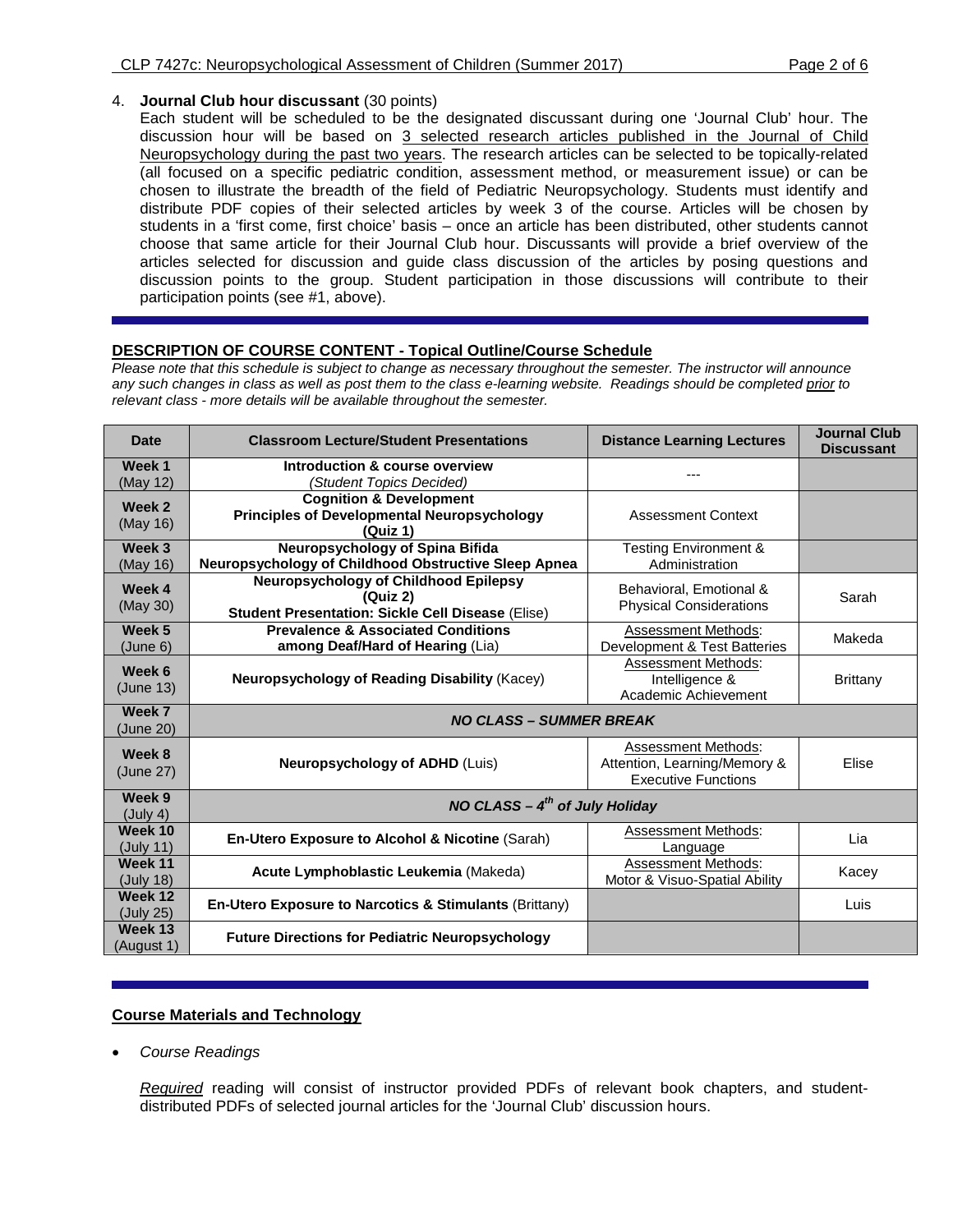4. **Journal Club hour discussant** (30 points)
   Each student will be scheduled to be the designated discussant during one 'Journal Club' hour. The discussion hour will be based on 3 selected research articles published in the Journal of Child Neuropsychology during the past two years. The research articles can be selected to be topically-related (all focused on a specific pediatric condition, assessment method, or measurement issue) or can be chosen to illustrate the breadth of the field of Pediatric Neuropsychology. Students must identify and distribute PDF copies of their selected articles by week 3 of the course. Articles will be chosen by students in a 'first come, first choice' basis – once an article has been distributed, other students cannot choose that same article for their Journal Club hour. Discussants will provide a brief overview of the articles selected for discussion and guide class discussion of the articles by posing questions and discussion points to the group. Student participation in those discussions will contribute to their participation points (see #1, above).

## DESCRIPTION OF COURSE CONTENT - Topical Outline/Course Schedule

*Please note that this schedule is subject to change as necessary throughout the semester. The instructor will announce any such changes in class as well as post them to the class e-learning website. Readings should be completed prior to relevant class - more details will be available throughout the semester.*

| Date | Classroom Lecture/Student Presentations | Distance Learning Lectures | Journal Club Discussant |
|---|---|---|---|
| **Week 1** (May 12) | **Introduction & course overview** *(Student Topics Decided)* | --- | |
| **Week 2** (May 16) | **Cognition & Development** **Principles of Developmental Neuropsychology** **(Quiz 1)** | Assessment Context | |
| **Week 3** (May 16) | **Neuropsychology of Spina Bifida** **Neuropsychology of Childhood Obstructive Sleep Apnea** | Testing Environment & Administration | |
| **Week 4** (May 30) | **Neuropsychology of Childhood Epilepsy** **(Quiz 2)** **Student Presentation: Sickle Cell Disease** (Elise) | Behavioral, Emotional & Physical Considerations | Sarah |
| **Week 5** (June 6) | **Prevalence & Associated Conditions among Deaf/Hard of Hearing** (Lia) | Assessment Methods: Development & Test Batteries | Makeda |
| **Week 6** (June 13) | **Neuropsychology of Reading Disability** (Kacey) | Assessment Methods: Intelligence & Academic Achievement | Brittany |
| **Week 7** (June 20) | ***NO CLASS – SUMMER BREAK*** | | |
| **Week 8** (June 27) | **Neuropsychology of ADHD** (Luis) | Assessment Methods: Attention, Learning/Memory & Executive Functions | Elise |
| **Week 9** (July 4) | ***NO CLASS – 4th of July Holiday*** | | |
| **Week 10** (July 11) | **En-Utero Exposure to Alcohol & Nicotine** (Sarah) | Assessment Methods: Language | Lia |
| **Week 11** (July 18) | **Acute Lymphoblastic Leukemia** (Makeda) | Assessment Methods: Motor & Visuo-Spatial Ability | Kacey |
| **Week 12** (July 25) | **En-Utero Exposure to Narcotics & Stimulants** (Brittany) | | Luis |
| **Week 13** (August 1) | **Future Directions for Pediatric Neuropsychology** | | |

## Course Materials and Technology

- *Course Readings*

  *Required* reading will consist of instructor provided PDFs of relevant book chapters, and student-distributed PDFs of selected journal articles for the 'Journal Club' discussion hours.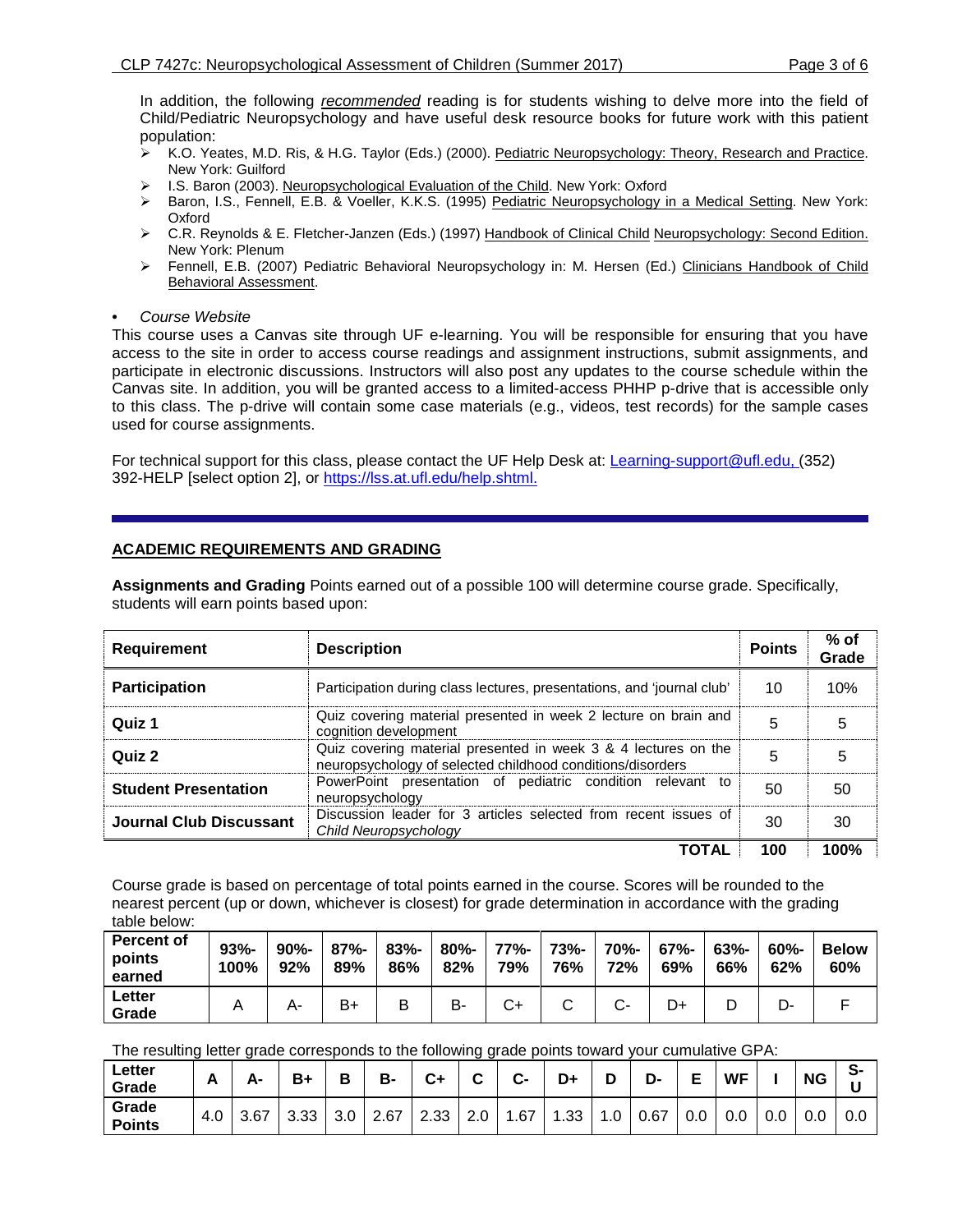In addition, the following *recommended* reading is for students wishing to delve more into the field of Child/Pediatric Neuropsychology and have useful desk resource books for future work with this patient population:

- K.O. Yeates, M.D. Ris, & H.G. Taylor (Eds.) (2000). Pediatric Neuropsychology: Theory, Research and Practice. New York: Guilford
- I.S. Baron (2003). Neuropsychological Evaluation of the Child. New York: Oxford
- Baron, I.S., Fennell, E.B. & Voeller, K.K.S. (1995) Pediatric Neuropsychology in a Medical Setting. New York: Oxford
- C.R. Reynolds & E. Fletcher-Janzen (Eds.) (1997) Handbook of Clinical Child Neuropsychology: Second Edition. New York: Plenum
- Fennell, E.B. (2007) Pediatric Behavioral Neuropsychology in: M. Hersen (Ed.) Clinicians Handbook of Child Behavioral Assessment.

- *Course Website*

This course uses a Canvas site through UF e-learning. You will be responsible for ensuring that you have access to the site in order to access course readings and assignment instructions, submit assignments, and participate in electronic discussions. Instructors will also post any updates to the course schedule within the Canvas site. In addition, you will be granted access to a limited-access PHHP p-drive that is accessible only to this class. The p-drive will contain some case materials (e.g., videos, test records) for the sample cases used for course assignments.

For technical support for this class, please contact the UF Help Desk at: Learning-support@ufl.edu, (352) 392-HELP [select option 2], or https://lss.at.ufl.edu/help.shtml.

## ACADEMIC REQUIREMENTS AND GRADING

**Assignments and Grading** Points earned out of a possible 100 will determine course grade. Specifically, students will earn points based upon:

| Requirement | Description | Points | % of Grade |
|---|---|---|---|
| **Participation** | Participation during class lectures, presentations, and 'journal club' | 10 | 10% |
| **Quiz 1** | Quiz covering material presented in week 2 lecture on brain and cognition development | 5 | 5 |
| **Quiz 2** | Quiz covering material presented in week 3 & 4 lectures on the neuropsychology of selected childhood conditions/disorders | 5 | 5 |
| **Student Presentation** | PowerPoint presentation of pediatric condition relevant to neuropsychology | 50 | 50 |
| **Journal Club Discussant** | Discussion leader for 3 articles selected from recent issues of *Child Neuropsychology* | 30 | 30 |
| | **TOTAL** | **100** | **100%** |

Course grade is based on percentage of total points earned in the course. Scores will be rounded to the nearest percent (up or down, whichever is closest) for grade determination in accordance with the grading table below:

| **Percent of points earned** | **93%-100%** | **90%-92%** | **87%-89%** | **83%-86%** | **80%-82%** | **77%-79%** | **73%-76%** | **70%-72%** | **67%-69%** | **63%-66%** | **60%-62%** | **Below 60%** |
|---|---|---|---|---|---|---|---|---|---|---|---|---|
| **Letter Grade** | A | A- | B+ | B | B- | C+ | C | C- | D+ | D | D- | F |

The resulting letter grade corresponds to the following grade points toward your cumulative GPA:

| **Letter Grade** | **A** | **A-** | **B+** | **B** | **B-** | **C+** | **C** | **C-** | **D+** | **D** | **D-** | **E** | **WF** | **I** | **NG** | **S-U** |
|---|---|---|---|---|---|---|---|---|---|---|---|---|---|---|---|---|
| **Grade Points** | 4.0 | 3.67 | 3.33 | 3.0 | 2.67 | 2.33 | 2.0 | 1.67 | 1.33 | 1.0 | 0.67 | 0.0 | 0.0 | 0.0 | 0.0 | 0.0 |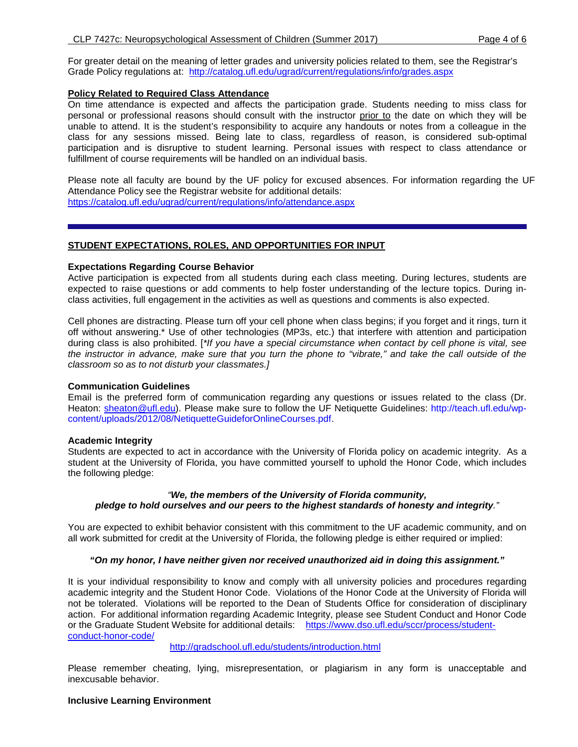For greater detail on the meaning of letter grades and university policies related to them, see the Registrar's Grade Policy regulations at: http://catalog.ufl.edu/ugrad/current/regulations/info/grades.aspx

**Policy Related to Required Class Attendance**

On time attendance is expected and affects the participation grade. Students needing to miss class for personal or professional reasons should consult with the instructor prior to the date on which they will be unable to attend. It is the student's responsibility to acquire any handouts or notes from a colleague in the class for any sessions missed. Being late to class, regardless of reason, is considered sub-optimal participation and is disruptive to student learning. Personal issues with respect to class attendance or fulfillment of course requirements will be handled on an individual basis.

Please note all faculty are bound by the UF policy for excused absences. For information regarding the UF Attendance Policy see the Registrar website for additional details:
https://catalog.ufl.edu/ugrad/current/regulations/info/attendance.aspx

---

## STUDENT EXPECTATIONS, ROLES, AND OPPORTUNITIES FOR INPUT

### Expectations Regarding Course Behavior

Active participation is expected from all students during each class meeting. During lectures, students are expected to raise questions or add comments to help foster understanding of the lecture topics. During in-class activities, full engagement in the activities as well as questions and comments is also expected.

Cell phones are distracting. Please turn off your cell phone when class begins; if you forget and it rings, turn it off without answering.* Use of other technologies (MP3s, etc.) that interfere with attention and participation during class is also prohibited. [*If you have a special circumstance when contact by cell phone is vital, see the instructor in advance, make sure that you turn the phone to "vibrate," and take the call outside of the classroom so as to not disturb your classmates.]*

### Communication Guidelines

Email is the preferred form of communication regarding any questions or issues related to the class (Dr. Heaton: sheaton@ufl.edu). Please make sure to follow the UF Netiquette Guidelines: http://teach.ufl.edu/wp-content/uploads/2012/08/NetiquetteGuideforOnlineCourses.pdf.

### Academic Integrity

Students are expected to act in accordance with the University of Florida policy on academic integrity. As a student at the University of Florida, you have committed yourself to uphold the Honor Code, which includes the following pledge:

*"**We, the members of the University of Florida community, pledge to hold ourselves and our peers to the highest standards of honesty and integrity**."*

You are expected to exhibit behavior consistent with this commitment to the UF academic community, and on all work submitted for credit at the University of Florida, the following pledge is either required or implied:

***"On my honor, I have neither given nor received unauthorized aid in doing this assignment."***

It is your individual responsibility to know and comply with all university policies and procedures regarding academic integrity and the Student Honor Code. Violations of the Honor Code at the University of Florida will not be tolerated. Violations will be reported to the Dean of Students Office for consideration of disciplinary action. For additional information regarding Academic Integrity, please see Student Conduct and Honor Code or the Graduate Student Website for additional details: https://www.dso.ufl.edu/sccr/process/student-conduct-honor-code/
http://gradschool.ufl.edu/students/introduction.html

Please remember cheating, lying, misrepresentation, or plagiarism in any form is unacceptable and inexcusable behavior.

### Inclusive Learning Environment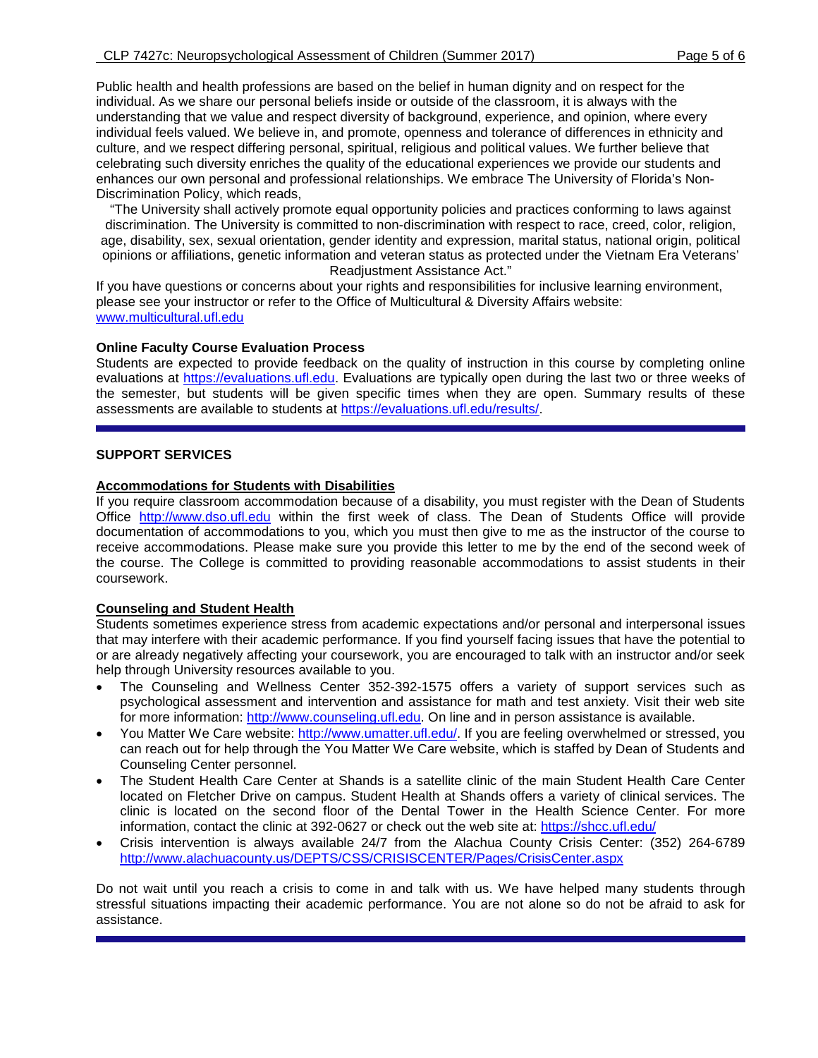Public health and health professions are based on the belief in human dignity and on respect for the individual. As we share our personal beliefs inside or outside of the classroom, it is always with the understanding that we value and respect diversity of background, experience, and opinion, where every individual feels valued. We believe in, and promote, openness and tolerance of differences in ethnicity and culture, and we respect differing personal, spiritual, religious and political values. We further believe that celebrating such diversity enriches the quality of the educational experiences we provide our students and enhances our own personal and professional relationships. We embrace The University of Florida's Non-Discrimination Policy, which reads,

"The University shall actively promote equal opportunity policies and practices conforming to laws against discrimination. The University is committed to non-discrimination with respect to race, creed, color, religion, age, disability, sex, sexual orientation, gender identity and expression, marital status, national origin, political opinions or affiliations, genetic information and veteran status as protected under the Vietnam Era Veterans' Readjustment Assistance Act."

If you have questions or concerns about your rights and responsibilities for inclusive learning environment, please see your instructor or refer to the Office of Multicultural & Diversity Affairs website: www.multicultural.ufl.edu

**Online Faculty Course Evaluation Process**

Students are expected to provide feedback on the quality of instruction in this course by completing online evaluations at https://evaluations.ufl.edu. Evaluations are typically open during the last two or three weeks of the semester, but students will be given specific times when they are open. Summary results of these assessments are available to students at https://evaluations.ufl.edu/results/.

## SUPPORT SERVICES

**Accommodations for Students with Disabilities**

If you require classroom accommodation because of a disability, you must register with the Dean of Students Office http://www.dso.ufl.edu within the first week of class. The Dean of Students Office will provide documentation of accommodations to you, which you must then give to me as the instructor of the course to receive accommodations. Please make sure you provide this letter to me by the end of the second week of the course. The College is committed to providing reasonable accommodations to assist students in their coursework.

**Counseling and Student Health**

Students sometimes experience stress from academic expectations and/or personal and interpersonal issues that may interfere with their academic performance. If you find yourself facing issues that have the potential to or are already negatively affecting your coursework, you are encouraged to talk with an instructor and/or seek help through University resources available to you.

- The Counseling and Wellness Center 352-392-1575 offers a variety of support services such as psychological assessment and intervention and assistance for math and test anxiety. Visit their web site for more information: http://www.counseling.ufl.edu. On line and in person assistance is available.
- You Matter We Care website: http://www.umatter.ufl.edu/. If you are feeling overwhelmed or stressed, you can reach out for help through the You Matter We Care website, which is staffed by Dean of Students and Counseling Center personnel.
- The Student Health Care Center at Shands is a satellite clinic of the main Student Health Care Center located on Fletcher Drive on campus. Student Health at Shands offers a variety of clinical services. The clinic is located on the second floor of the Dental Tower in the Health Science Center. For more information, contact the clinic at 392-0627 or check out the web site at: https://shcc.ufl.edu/
- Crisis intervention is always available 24/7 from the Alachua County Crisis Center: (352) 264-6789 http://www.alachuacounty.us/DEPTS/CSS/CRISISCENTER/Pages/CrisisCenter.aspx

Do not wait until you reach a crisis to come in and talk with us. We have helped many students through stressful situations impacting their academic performance. You are not alone so do not be afraid to ask for assistance.